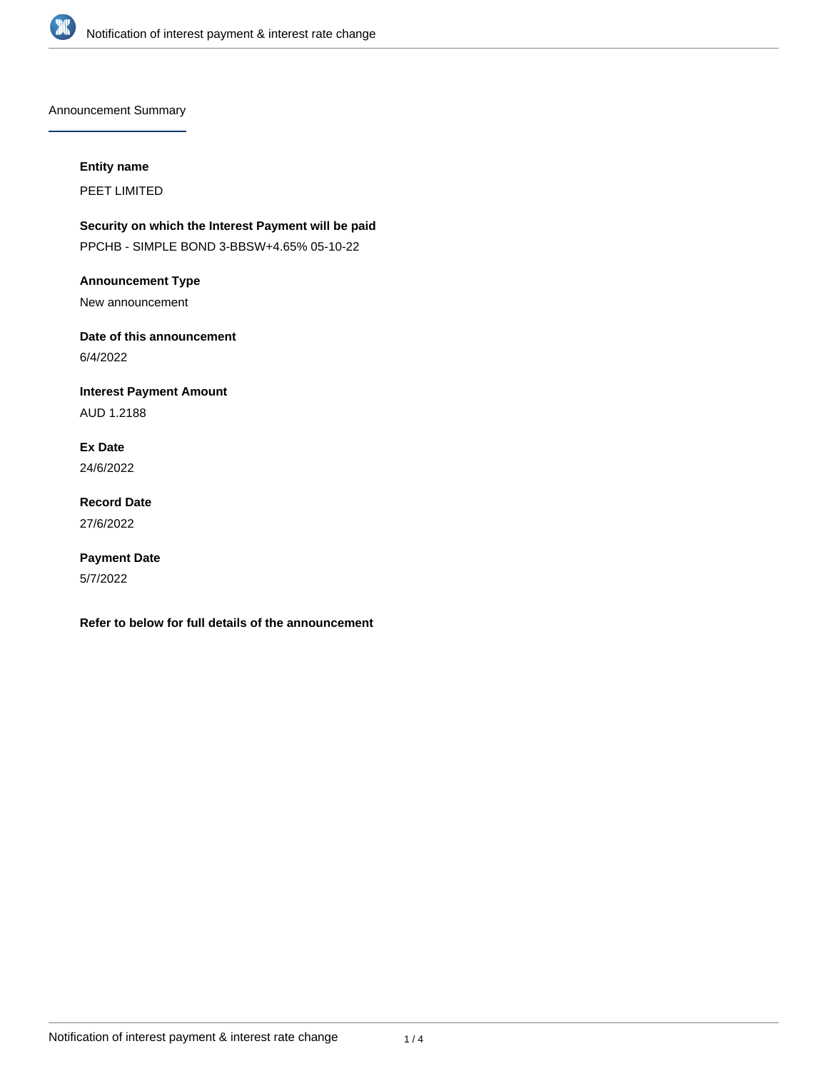## Announcement Summary

**Entity name**

PEET LIMITED

**Security on which the Interest Payment will be paid**

PPCHB - SIMPLE BOND 3-BBSW+4.65% 05-10-22

**Announcement Type**

New announcement

**Date of this announcement**

6/4/2022

**Interest Payment Amount**

AUD 1.2188

**Ex Date**

24/6/2022

**Record Date**

27/6/2022

**Payment Date**

5/7/2022

**Refer to below for full details of the announcement**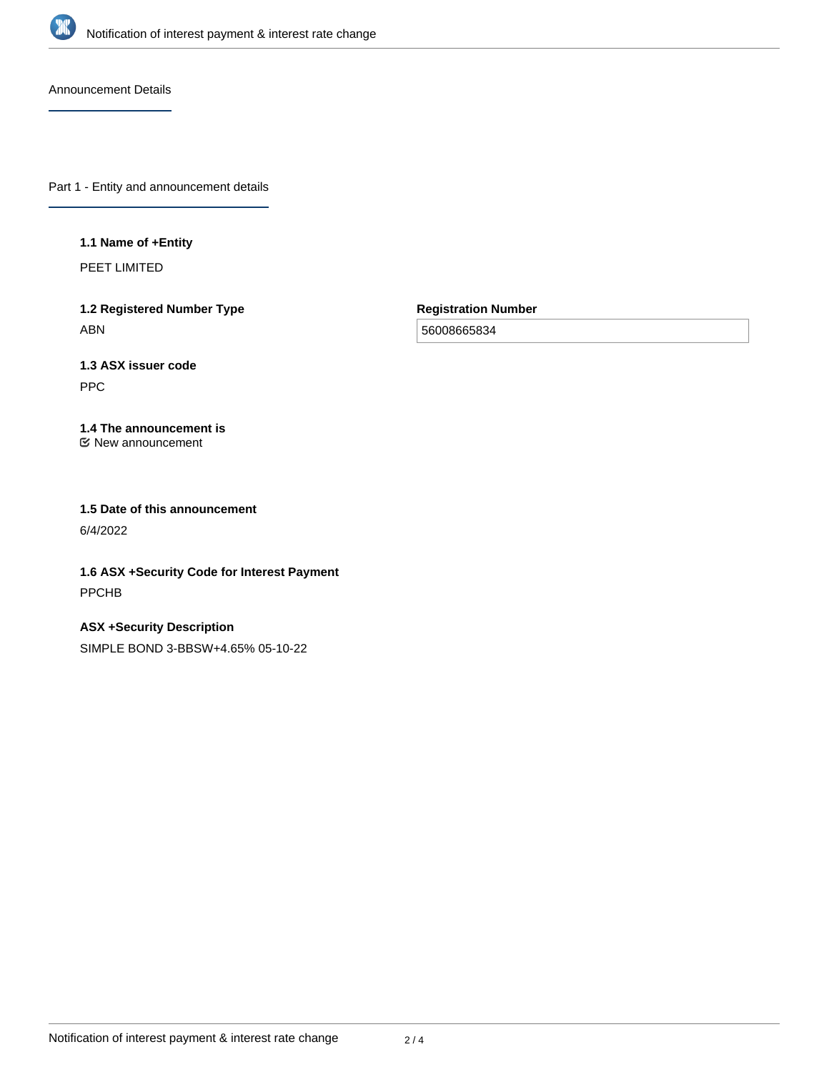## Announcement Details

### Part 1 - Entity and announcement details

**1.1 Name of +Entity**

PEET LIMITED

**1.2 Registered Number Type**

ABN

**Registration Number**

56008665834

**1.3 ASX issuer code**

PPC

**1.4 The announcement is**

New announcement

**1.5 Date of this announcement**

6/4/2022

**1.6 ASX +Security Code for Interest Payment**

PPCHB

**ASX +Security Description**

SIMPLE BOND 3-BBSW+4.65% 05-10-22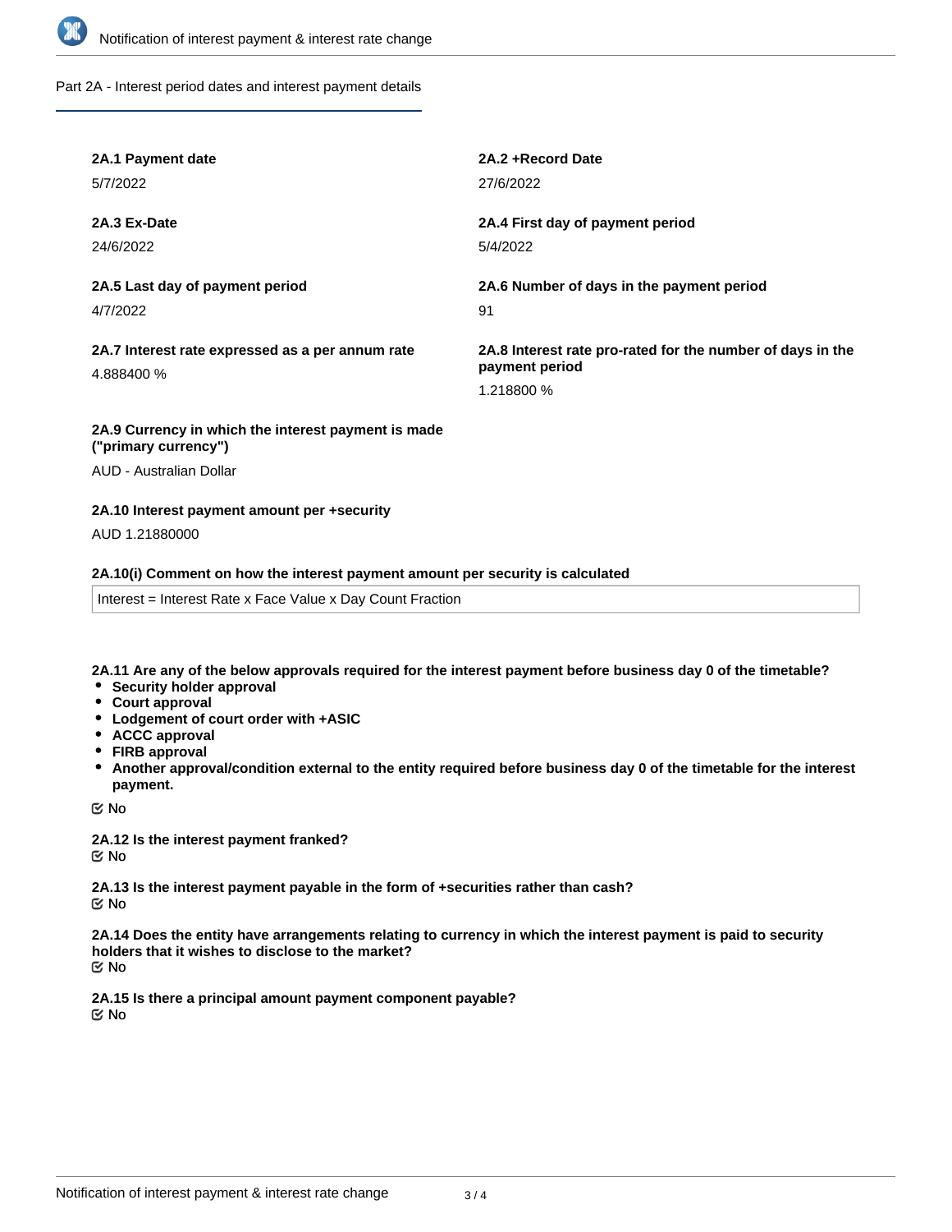## Part 2A - Interest period dates and interest payment details

**2A.1 Payment date**

5/7/2022

**2A.2 +Record Date**

27/6/2022

**2A.3 Ex-Date**

24/6/2022

**2A.4 First day of payment period**

5/4/2022

**2A.5 Last day of payment period**

4/7/2022

**2A.6 Number of days in the payment period**

91

**2A.7 Interest rate expressed as a per annum rate**

4.888400 %

**2A.8 Interest rate pro-rated for the number of days in the payment period**

1.218800 %

**2A.9 Currency in which the interest payment is made ("primary currency")**

AUD - Australian Dollar

**2A.10 Interest payment amount per +security**

AUD 1.21880000

**2A.10(i) Comment on how the interest payment amount per security is calculated**

Interest = Interest Rate x Face Value x Day Count Fraction

**2A.11 Are any of the below approvals required for the interest payment before business day 0 of the timetable?**

- **Security holder approval**
- **Court approval**
- **Lodgement of court order with +ASIC**
- **ACCC approval**
- **FIRB approval**
- **Another approval/condition external to the entity required before business day 0 of the timetable for the interest payment.**

No

**2A.12 Is the interest payment franked?**

No

**2A.13 Is the interest payment payable in the form of +securities rather than cash?**

No

**2A.14 Does the entity have arrangements relating to currency in which the interest payment is paid to security holders that it wishes to disclose to the market?**

No

**2A.15 Is there a principal amount payment component payable?**

No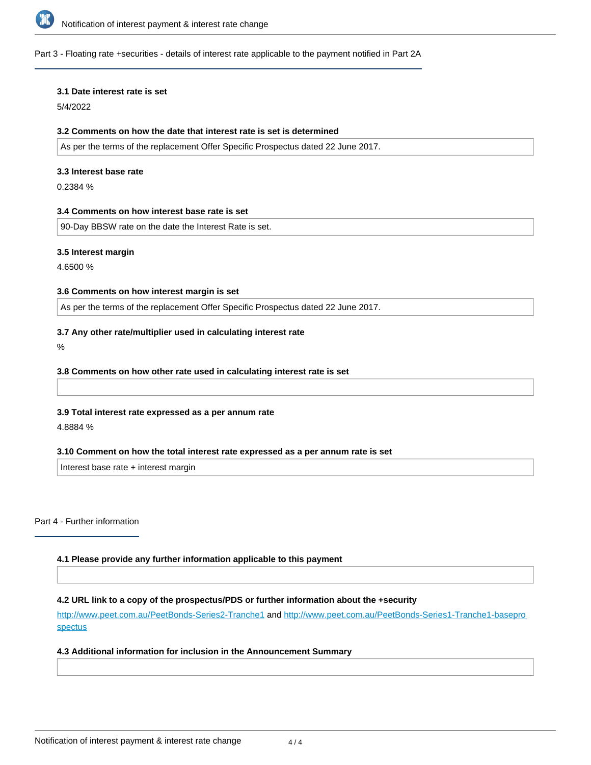## Part 3 - Floating rate +securities - details of interest rate applicable to the payment notified in Part 2A

**3.1 Date interest rate is set**

5/4/2022

**3.2 Comments on how the date that interest rate is set is determined**

As per the terms of the replacement Offer Specific Prospectus dated 22 June 2017.

**3.3 Interest base rate**

0.2384 %

**3.4 Comments on how interest base rate is set**

90-Day BBSW rate on the date the Interest Rate is set.

**3.5 Interest margin**

4.6500 %

**3.6 Comments on how interest margin is set**

As per the terms of the replacement Offer Specific Prospectus dated 22 June 2017.

**3.7 Any other rate/multiplier used in calculating interest rate**

%

**3.8 Comments on how other rate used in calculating interest rate is set**

**3.9 Total interest rate expressed as a per annum rate**

4.8884 %

**3.10 Comment on how the total interest rate expressed as a per annum rate is set**

Interest base rate + interest margin

## Part 4 - Further information

**4.1 Please provide any further information applicable to this payment**

**4.2 URL link to a copy of the prospectus/PDS or further information about the +security**

http://www.peet.com.au/PeetBonds-Series2-Tranche1 and http://www.peet.com.au/PeetBonds-Series1-Tranche1-baseprospectus

**4.3 Additional information for inclusion in the Announcement Summary**